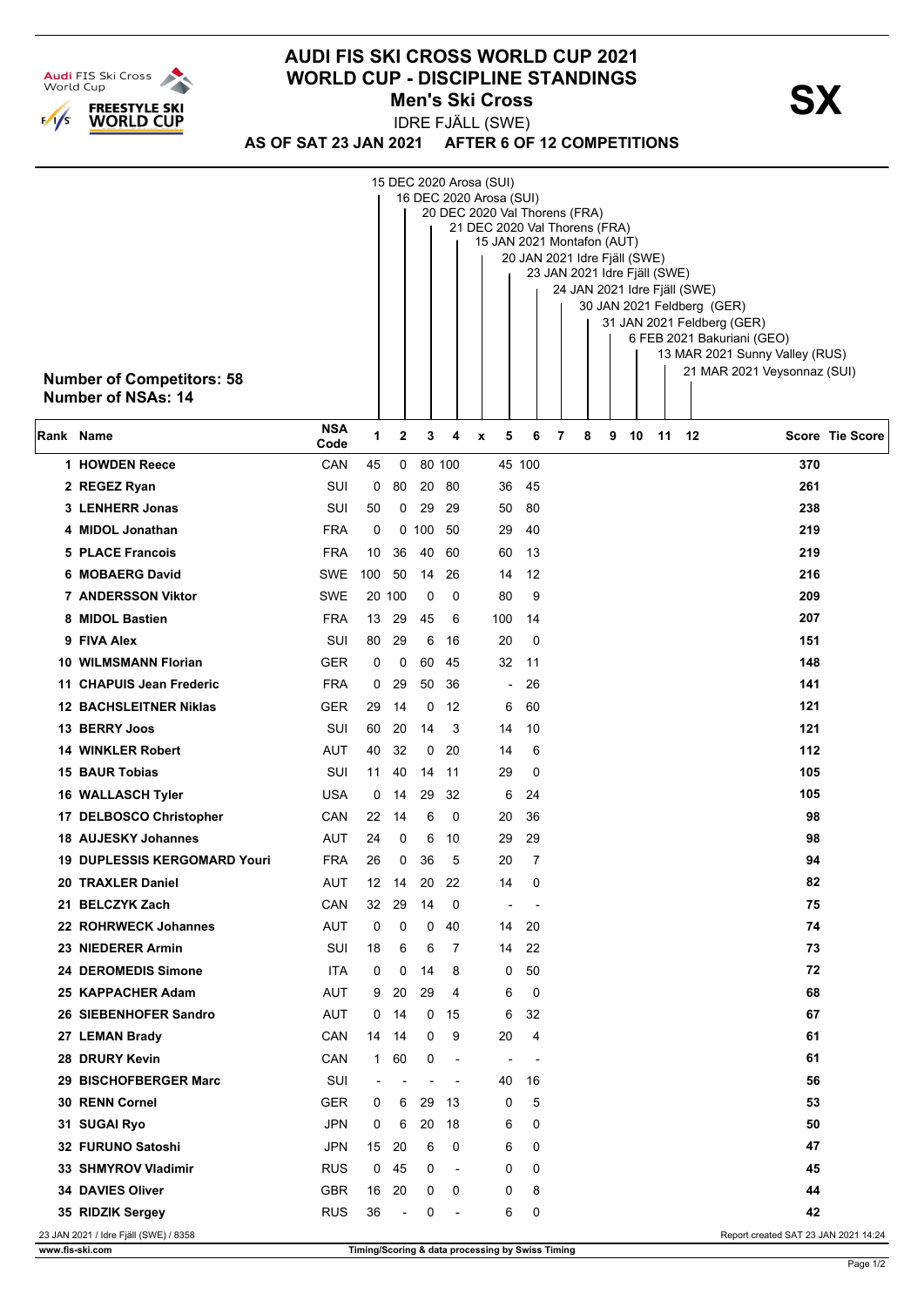# AUDI FIS SKI CROSS WORLD CUP 2021
## WORLD CUP - DISCIPLINE STANDINGS
### Men's Ski Cross

**SX**

IDRE FJÄLL (SWE)

**AS OF SAT 23 JAN 2021 AFTER 6 OF 12 COMPETITIONS**

Competitions:
1. 15 DEC 2020 Arosa (SUI)
2. 16 DEC 2020 Arosa (SUI)
3. 20 DEC 2020 Val Thorens (FRA)
4. 21 DEC 2020 Val Thorens (FRA)
x. 15 JAN 2021 Montafon (AUT)
5. 20 JAN 2021 Idre Fjäll (SWE)
6. 23 JAN 2021 Idre Fjäll (SWE)
7. 24 JAN 2021 Idre Fjäll (SWE)
8. 30 JAN 2021 Feldberg (GER)
9. 31 JAN 2021 Feldberg (GER)
10. 6 FEB 2021 Bakuriani (GEO)
11. 13 MAR 2021 Sunny Valley (RUS)
12. 21 MAR 2021 Veysonnaz (SUI)

**Number of Competitors: 58**
**Number of NSAs: 14**

| Rank | Name | NSA Code | 1 | 2 | 3 | 4 | x | 5 | 6 | 7 | 8 | 9 | 10 | 11 | 12 | Score | Tie Score |
|---|---|---|---|---|---|---|---|---|---|---|---|---|---|---|---|---|---|
| 1 | HOWDEN Reece | CAN | 45 | 0 | 80 | 100 | | 45 | 100 | | | | | | | 370 | |
| 2 | REGEZ Ryan | SUI | 0 | 80 | 20 | 80 | | 36 | 45 | | | | | | | 261 | |
| 3 | LENHERR Jonas | SUI | 50 | 0 | 29 | 29 | | 50 | 80 | | | | | | | 238 | |
| 4 | MIDOL Jonathan | FRA | 0 | 0 | 100 | 50 | | 29 | 40 | | | | | | | 219 | |
| 5 | PLACE Francois | FRA | 10 | 36 | 40 | 60 | | 60 | 13 | | | | | | | 219 | |
| 6 | MOBAERG David | SWE | 100 | 50 | 14 | 26 | | 14 | 12 | | | | | | | 216 | |
| 7 | ANDERSSON Viktor | SWE | 20 | 100 | 0 | 0 | | 80 | 9 | | | | | | | 209 | |
| 8 | MIDOL Bastien | FRA | 13 | 29 | 45 | 6 | | 100 | 14 | | | | | | | 207 | |
| 9 | FIVA Alex | SUI | 80 | 29 | 6 | 16 | | 20 | 0 | | | | | | | 151 | |
| 10 | WILMSMANN Florian | GER | 0 | 0 | 60 | 45 | | 32 | 11 | | | | | | | 148 | |
| 11 | CHAPUIS Jean Frederic | FRA | 0 | 29 | 50 | 36 | | - | 26 | | | | | | | 141 | |
| 12 | BACHSLEITNER Niklas | GER | 29 | 14 | 0 | 12 | | 6 | 60 | | | | | | | 121 | |
| 13 | BERRY Joos | SUI | 60 | 20 | 14 | 3 | | 14 | 10 | | | | | | | 121 | |
| 14 | WINKLER Robert | AUT | 40 | 32 | 0 | 20 | | 14 | 6 | | | | | | | 112 | |
| 15 | BAUR Tobias | SUI | 11 | 40 | 14 | 11 | | 29 | 0 | | | | | | | 105 | |
| 16 | WALLASCH Tyler | USA | 0 | 14 | 29 | 32 | | 6 | 24 | | | | | | | 105 | |
| 17 | DELBOSCO Christopher | CAN | 22 | 14 | 6 | 0 | | 20 | 36 | | | | | | | 98 | |
| 18 | AUJESKY Johannes | AUT | 24 | 0 | 6 | 10 | | 29 | 29 | | | | | | | 98 | |
| 19 | DUPLESSIS KERGOMARD Youri | FRA | 26 | 0 | 36 | 5 | | 20 | 7 | | | | | | | 94 | |
| 20 | TRAXLER Daniel | AUT | 12 | 14 | 20 | 22 | | 14 | 0 | | | | | | | 82 | |
| 21 | BELCZYK Zach | CAN | 32 | 29 | 14 | 0 | | - | - | | | | | | | 75 | |
| 22 | ROHRWECK Johannes | AUT | 0 | 0 | 0 | 40 | | 14 | 20 | | | | | | | 74 | |
| 23 | NIEDERER Armin | SUI | 18 | 6 | 6 | 7 | | 14 | 22 | | | | | | | 73 | |
| 24 | DEROMEDIS Simone | ITA | 0 | 0 | 14 | 8 | | 0 | 50 | | | | | | | 72 | |
| 25 | KAPPACHER Adam | AUT | 9 | 20 | 29 | 4 | | 6 | 0 | | | | | | | 68 | |
| 26 | SIEBENHOFER Sandro | AUT | 0 | 14 | 0 | 15 | | 6 | 32 | | | | | | | 67 | |
| 27 | LEMAN Brady | CAN | 14 | 14 | 0 | 9 | | 20 | 4 | | | | | | | 61 | |
| 28 | DRURY Kevin | CAN | 1 | 60 | 0 | - | | - | - | | | | | | | 61 | |
| 29 | BISCHOFBERGER Marc | SUI | - | - | - | - | | 40 | 16 | | | | | | | 56 | |
| 30 | RENN Cornel | GER | 0 | 6 | 29 | 13 | | 0 | 5 | | | | | | | 53 | |
| 31 | SUGAI Ryo | JPN | 0 | 6 | 20 | 18 | | 6 | 0 | | | | | | | 50 | |
| 32 | FURUNO Satoshi | JPN | 15 | 20 | 6 | 0 | | 6 | 0 | | | | | | | 47 | |
| 33 | SHMYROV Vladimir | RUS | 0 | 45 | 0 | - | | 0 | 0 | | | | | | | 45 | |
| 34 | DAVIES Oliver | GBR | 16 | 20 | 0 | 0 | | 0 | 8 | | | | | | | 44 | |
| 35 | RIDZIK Sergey | RUS | 36 | - | 0 | - | | 6 | 0 | | | | | | | 42 | |

23 JAN 2021 / Idre Fjäll (SWE) / 8358 — Report created SAT 23 JAN 2021 14:24

www.fis-ski.com — Timing/Scoring & data processing by Swiss Timing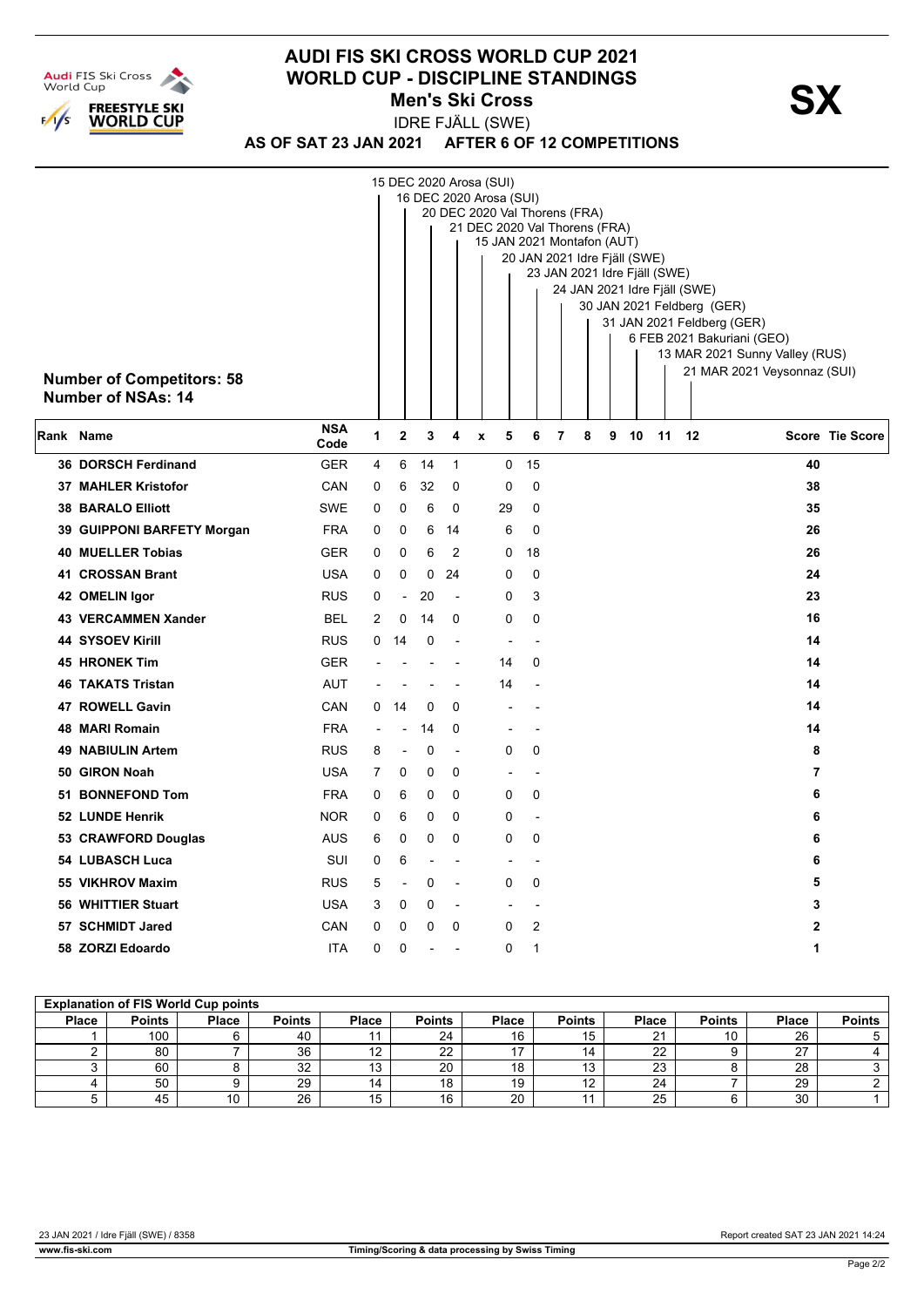# AUDI FIS SKI CROSS WORLD CUP 2021
## WORLD CUP - DISCIPLINE STANDINGS
### Men's Ski Cross

**SX**

IDRE FJÄLL (SWE)

**AS OF SAT 23 JAN 2021 AFTER 6 OF 12 COMPETITIONS**

1. 15 DEC 2020 Arosa (SUI)
2. 16 DEC 2020 Arosa (SUI)
3. 20 DEC 2020 Val Thorens (FRA)
4. 21 DEC 2020 Val Thorens (FRA)
x. 15 JAN 2021 Montafon (AUT)
5. 20 JAN 2021 Idre Fjäll (SWE)
6. 23 JAN 2021 Idre Fjäll (SWE)
7. 24 JAN 2021 Idre Fjäll (SWE)
8. 30 JAN 2021 Feldberg (GER)
9. 31 JAN 2021 Feldberg (GER)
10. 6 FEB 2021 Bakuriani (GEO)
11. 13 MAR 2021 Sunny Valley (RUS)
12. 21 MAR 2021 Veysonnaz (SUI)

**Number of Competitors: 58**
**Number of NSAs: 14**

| Rank | Name | NSA Code | 1 | 2 | 3 | 4 | x | 5 | 6 | 7 | 8 | 9 | 10 | 11 | 12 | Score | Tie Score |
|---|---|---|---|---|---|---|---|---|---|---|---|---|---|---|---|---|---|
| 36 | DORSCH Ferdinand | GER | 4 | 6 | 14 | 1 | | 0 | 15 | | | | | | | 40 | |
| 37 | MAHLER Kristofor | CAN | 0 | 6 | 32 | 0 | | 0 | 0 | | | | | | | 38 | |
| 38 | BARALO Elliott | SWE | 0 | 0 | 6 | 0 | | 29 | 0 | | | | | | | 35 | |
| 39 | GUIPPONI BARFETY Morgan | FRA | 0 | 0 | 6 | 14 | | 6 | 0 | | | | | | | 26 | |
| 40 | MUELLER Tobias | GER | 0 | 0 | 6 | 2 | | 0 | 18 | | | | | | | 26 | |
| 41 | CROSSAN Brant | USA | 0 | 0 | 0 | 24 | | 0 | 0 | | | | | | | 24 | |
| 42 | OMELIN Igor | RUS | 0 | - | 20 | - | | 0 | 3 | | | | | | | 23 | |
| 43 | VERCAMMEN Xander | BEL | 2 | 0 | 14 | 0 | | 0 | 0 | | | | | | | 16 | |
| 44 | SYSOEV Kirill | RUS | 0 | 14 | 0 | - | | - | - | | | | | | | 14 | |
| 45 | HRONEK Tim | GER | - | - | - | - | | 14 | 0 | | | | | | | 14 | |
| 46 | TAKATS Tristan | AUT | - | - | - | - | | 14 | - | | | | | | | 14 | |
| 47 | ROWELL Gavin | CAN | 0 | 14 | 0 | 0 | | - | - | | | | | | | 14 | |
| 48 | MARI Romain | FRA | - | - | 14 | 0 | | - | - | | | | | | | 14 | |
| 49 | NABIULIN Artem | RUS | 8 | - | 0 | - | | 0 | 0 | | | | | | | 8 | |
| 50 | GIRON Noah | USA | 7 | 0 | 0 | 0 | | - | - | | | | | | | 7 | |
| 51 | BONNEFOND Tom | FRA | 0 | 6 | 0 | 0 | | 0 | 0 | | | | | | | 6 | |
| 52 | LUNDE Henrik | NOR | 0 | 6 | 0 | 0 | | 0 | - | | | | | | | 6 | |
| 53 | CRAWFORD Douglas | AUS | 6 | 0 | 0 | 0 | | 0 | 0 | | | | | | | 6 | |
| 54 | LUBASCH Luca | SUI | 0 | 6 | - | - | | - | - | | | | | | | 6 | |
| 55 | VIKHROV Maxim | RUS | 5 | - | 0 | - | | 0 | 0 | | | | | | | 5 | |
| 56 | WHITTIER Stuart | USA | 3 | 0 | 0 | - | | - | - | | | | | | | 3 | |
| 57 | SCHMIDT Jared | CAN | 0 | 0 | 0 | 0 | | 0 | 2 | | | | | | | 2 | |
| 58 | ZORZI Edoardo | ITA | 0 | 0 | - | - | | 0 | 1 | | | | | | | 1 | |

**Explanation of FIS World Cup points**

| Place | Points | Place | Points | Place | Points | Place | Points | Place | Points | Place | Points |
|---|---|---|---|---|---|---|---|---|---|---|---|
| 1 | 100 | 6 | 40 | 11 | 24 | 16 | 15 | 21 | 10 | 26 | 5 |
| 2 | 80 | 7 | 36 | 12 | 22 | 17 | 14 | 22 | 9 | 27 | 4 |
| 3 | 60 | 8 | 32 | 13 | 20 | 18 | 13 | 23 | 8 | 28 | 3 |
| 4 | 50 | 9 | 29 | 14 | 18 | 19 | 12 | 24 | 7 | 29 | 2 |
| 5 | 45 | 10 | 26 | 15 | 16 | 20 | 11 | 25 | 6 | 30 | 1 |

23 JAN 2021 / Idre Fjäll (SWE) / 8358

Report created SAT 23 JAN 2021 14:24

www.fis-ski.com

Timing/Scoring & data processing by Swiss Timing